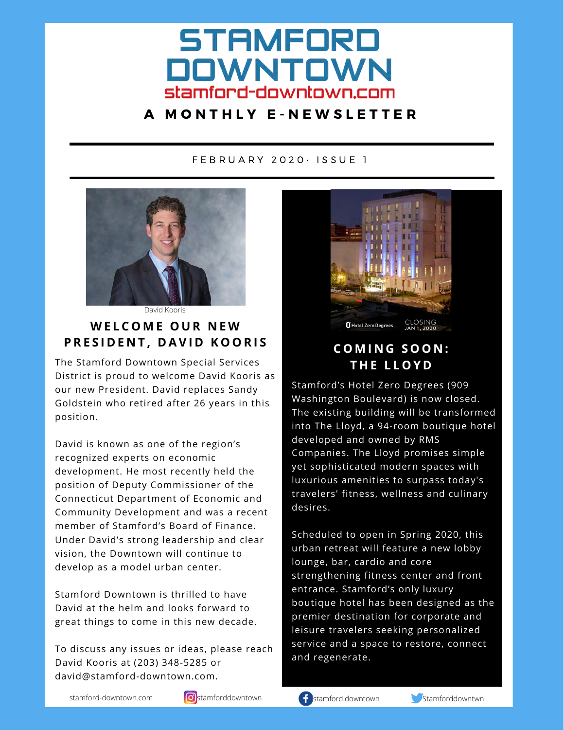# STAMFORD DOWNTOWN

stamford-downtown.com

**A MONTHLY E-NEWSLETTER**

FEBRUARY 2020· ISSUE 1

David Kooris

## WELCOME OUR NEW PRESIDENT, DAVID KOORIS

The Stamford Downtown Special Services District is proud to welcome David Kooris as our new President. David replaces Sandy Goldstein who retired after 26 years in this position.

David is known as one of the region's recognized experts on economic development. He most recently held the position of Deputy Commissioner of the Connecticut Department of Economic and Community Development and was a recent member of Stamford's Board of Finance. Under David's strong leadership and clear vision, the Downtown will continue to develop as a model urban center.

Stamford Downtown is thrilled to have David at the helm and looks forward to great things to come in this new decade.

To discuss any issues or ideas, please reach David Kooris at (203) 348-5285 or david@stamford-downtown.com.

Hotel Zero Degrees CLOSING JAN 1, 2020

## COMING SOON: THE LLOYD

Stamford's Hotel Zero Degrees (909 Washington Boulevard) is now closed. The existing building will be transformed into The Lloyd, a 94-room boutique hotel developed and owned by RMS Companies. The Lloyd promises simple yet sophisticated modern spaces with luxurious amenities to surpass today's travelers' fitness, wellness and culinary desires.

Scheduled to open in Spring 2020, this urban retreat will feature a new lobby lounge, bar, cardio and core strengthening fitness center and front entrance. Stamford's only luxury boutique hotel has been designed as the premier destination for corporate and leisure travelers seeking personalized service and a space to restore, connect and regenerate.

stamford-downtown.com | stamforddowntown | stamford.downtown | Stamforddowntwn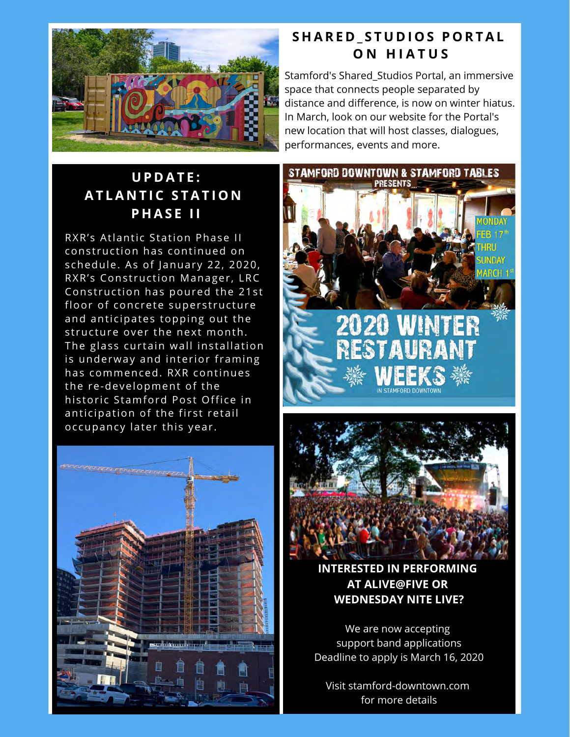## SHARED_STUDIOS PORTAL ON HIATUS

Stamford's Shared_Studios Portal, an immersive space that connects people separated by distance and difference, is now on winter hiatus. In March, look on our website for the Portal's new location that will host classes, dialogues, performances, events and more.

## UPDATE: ATLANTIC STATION PHASE II

RXR's Atlantic Station Phase II construction has continued on schedule. As of January 22, 2020, RXR's Construction Manager, LRC Construction has poured the 21st floor of concrete superstructure and anticipates topping out the structure over the next month. The glass curtain wall installation is underway and interior framing has commenced. RXR continues the re-development of the historic Stamford Post Office in anticipation of the first retail occupancy later this year.

STAMFORD DOWNTOWN & STAMFORD TABLES PRESENTS

MONDAY FEB 17th THRU SUNDAY MARCH 1st

## 2020 WINTER RESTAURANT WEEKS

IN STAMFORD DOWNTOWN

**INTERESTED IN PERFORMING AT ALIVE@FIVE OR WEDNESDAY NITE LIVE?**

We are now accepting support band applications
Deadline to apply is March 16, 2020

Visit stamford-downtown.com for more details